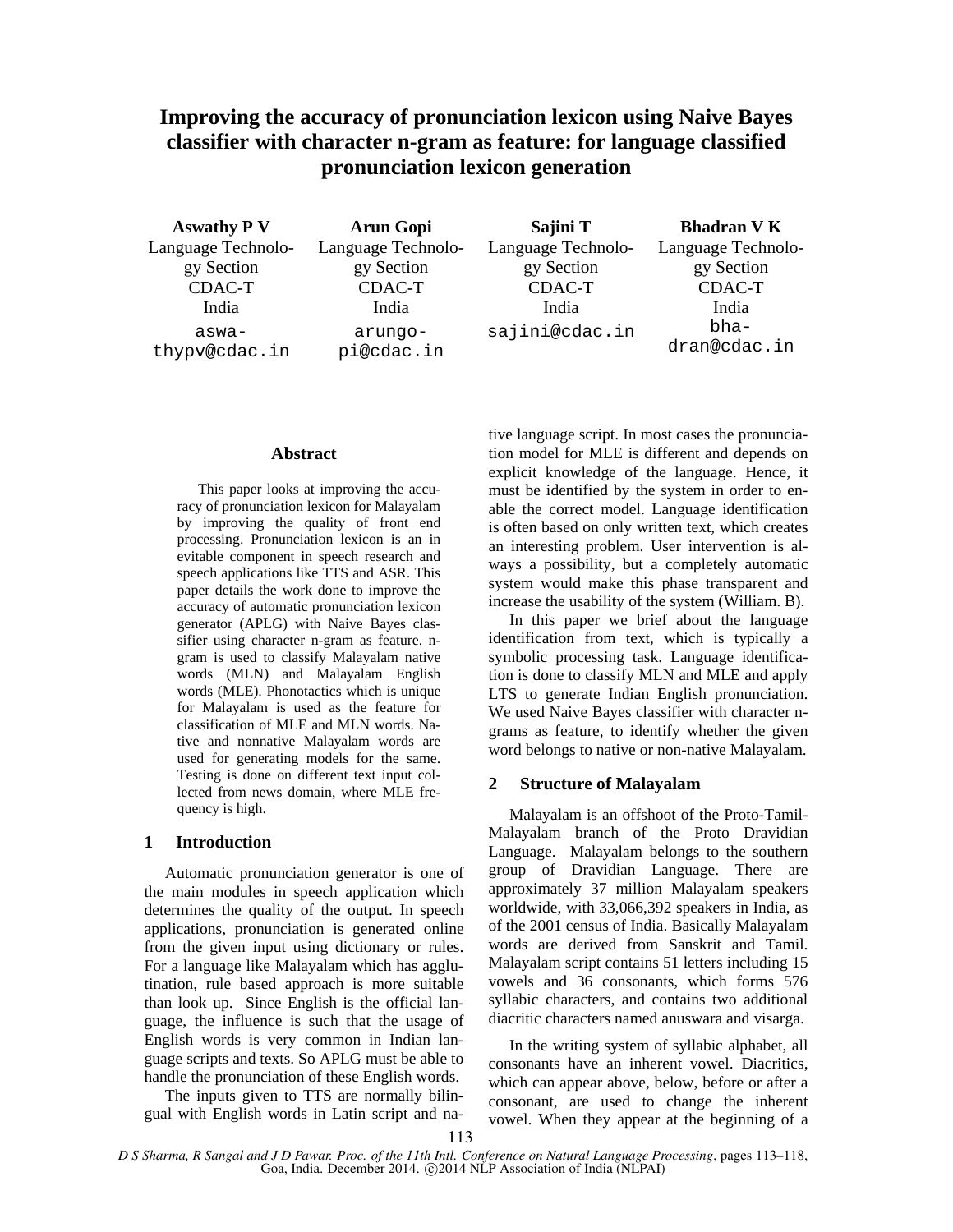# Improving the accuracy of pronunciation lexicon using Naive Bayes classifier with character n-gram as feature: for language classified pronunciation lexicon generation

**Aswathy P V**
Language Technology Section
CDAC-T
India
aswathypv@cdac.in

**Arun Gopi**
Language Technology Section
CDAC-T
India
arungopi@cdac.in

**Sajini T**
Language Technology Section
CDAC-T
India
sajini@cdac.in

**Bhadran V K**
Language Technology Section
CDAC-T
India
bhadran@cdac.in

## Abstract

This paper looks at improving the accuracy of pronunciation lexicon for Malayalam by improving the quality of front end processing. Pronunciation lexicon is an in evitable component in speech research and speech applications like TTS and ASR. This paper details the work done to improve the accuracy of automatic pronunciation lexicon generator (APLG) with Naive Bayes classifier using character n-gram as feature. n-gram is used to classify Malayalam native words (MLN) and Malayalam English words (MLE). Phonotactics which is unique for Malayalam is used as the feature for classification of MLE and MLN words. Native and nonnative Malayalam words are used for generating models for the same. Testing is done on different text input collected from news domain, where MLE frequency is high.

## 1 Introduction

Automatic pronunciation generator is one of the main modules in speech application which determines the quality of the output. In speech applications, pronunciation is generated online from the given input using dictionary or rules. For a language like Malayalam which has agglutination, rule based approach is more suitable than look up. Since English is the official language, the influence is such that the usage of English words is very common in Indian language scripts and texts. So APLG must be able to handle the pronunciation of these English words.

The inputs given to TTS are normally bilingual with English words in Latin script and native language script. In most cases the pronunciation model for MLE is different and depends on explicit knowledge of the language. Hence, it must be identified by the system in order to enable the correct model. Language identification is often based on only written text, which creates an interesting problem. User intervention is always a possibility, but a completely automatic system would make this phase transparent and increase the usability of the system (William. B).

In this paper we brief about the language identification from text, which is typically a symbolic processing task. Language identification is done to classify MLN and MLE and apply LTS to generate Indian English pronunciation. We used Naive Bayes classifier with character n-grams as feature, to identify whether the given word belongs to native or non-native Malayalam.

## 2 Structure of Malayalam

Malayalam is an offshoot of the Proto-Tamil-Malayalam branch of the Proto Dravidian Language. Malayalam belongs to the southern group of Dravidian Language. There are approximately 37 million Malayalam speakers worldwide, with 33,066,392 speakers in India, as of the 2001 census of India. Basically Malayalam words are derived from Sanskrit and Tamil. Malayalam script contains 51 letters including 15 vowels and 36 consonants, which forms 576 syllabic characters, and contains two additional diacritic characters named anuswara and visarga.

In the writing system of syllabic alphabet, all consonants have an inherent vowel. Diacritics, which can appear above, below, before or after a consonant, are used to change the inherent vowel. When they appear at the beginning of a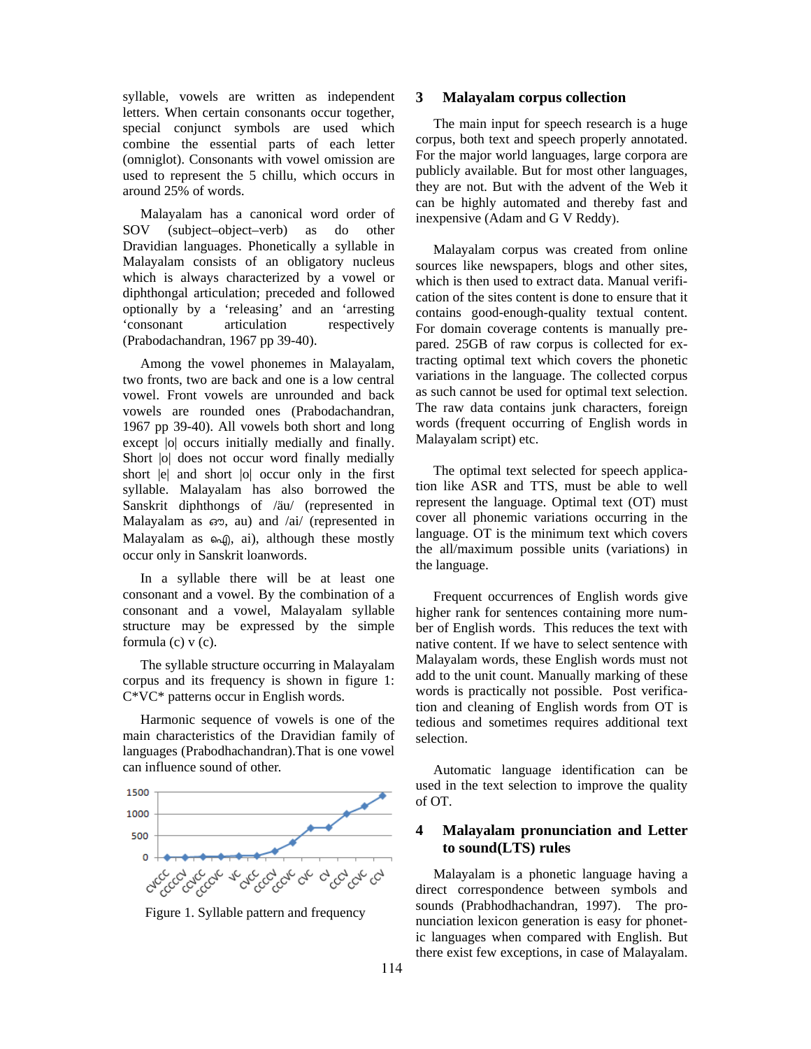syllable, vowels are written as independent letters. When certain consonants occur together, special conjunct symbols are used which combine the essential parts of each letter (omniglot). Consonants with vowel omission are used to represent the 5 chillu, which occurs in around 25% of words.

Malayalam has a canonical word order of SOV (subject–object–verb) as do other Dravidian languages. Phonetically a syllable in Malayalam consists of an obligatory nucleus which is always characterized by a vowel or diphthongal articulation; preceded and followed optionally by a 'releasing' and an 'arresting 'consonant articulation respectively (Prabodachandran, 1967 pp 39-40).

Among the vowel phonemes in Malayalam, two fronts, two are back and one is a low central vowel. Front vowels are unrounded and back vowels are rounded ones (Prabodachandran, 1967 pp 39-40). All vowels both short and long except |o| occurs initially medially and finally. Short |o| does not occur word finally medially short |e| and short |o| occur only in the first syllable. Malayalam has also borrowed the Sanskrit diphthongs of /äu/ (represented in Malayalam as ഔ, au) and /ai/ (represented in Malayalam as ഐ, ai), although these mostly occur only in Sanskrit loanwords.

In a syllable there will be at least one consonant and a vowel. By the combination of a consonant and a vowel, Malayalam syllable structure may be expressed by the simple formula (c) v (c).

The syllable structure occurring in Malayalam corpus and its frequency is shown in figure 1: C*VC* patterns occur in English words.

Harmonic sequence of vowels is one of the main characteristics of the Dravidian family of languages (Prabodhachandran).That is one vowel can influence sound of other.

Figure 1. Syllable pattern and frequency

## 3 Malayalam corpus collection

The main input for speech research is a huge corpus, both text and speech properly annotated. For the major world languages, large corpora are publicly available. But for most other languages, they are not. But with the advent of the Web it can be highly automated and thereby fast and inexpensive (Adam and G V Reddy).

Malayalam corpus was created from online sources like newspapers, blogs and other sites, which is then used to extract data. Manual verification of the sites content is done to ensure that it contains good-enough-quality textual content. For domain coverage contents is manually prepared. 25GB of raw corpus is collected for extracting optimal text which covers the phonetic variations in the language. The collected corpus as such cannot be used for optimal text selection. The raw data contains junk characters, foreign words (frequent occurring of English words in Malayalam script) etc.

The optimal text selected for speech application like ASR and TTS, must be able to well represent the language. Optimal text (OT) must cover all phonemic variations occurring in the language. OT is the minimum text which covers the all/maximum possible units (variations) in the language.

Frequent occurrences of English words give higher rank for sentences containing more number of English words. This reduces the text with native content. If we have to select sentence with Malayalam words, these English words must not add to the unit count. Manually marking of these words is practically not possible. Post verification and cleaning of English words from OT is tedious and sometimes requires additional text selection.

Automatic language identification can be used in the text selection to improve the quality of OT.

## 4 Malayalam pronunciation and Letter to sound(LTS) rules

Malayalam is a phonetic language having a direct correspondence between symbols and sounds (Prabhodhachandran, 1997). The pronunciation lexicon generation is easy for phonetic languages when compared with English. But there exist few exceptions, in case of Malayalam.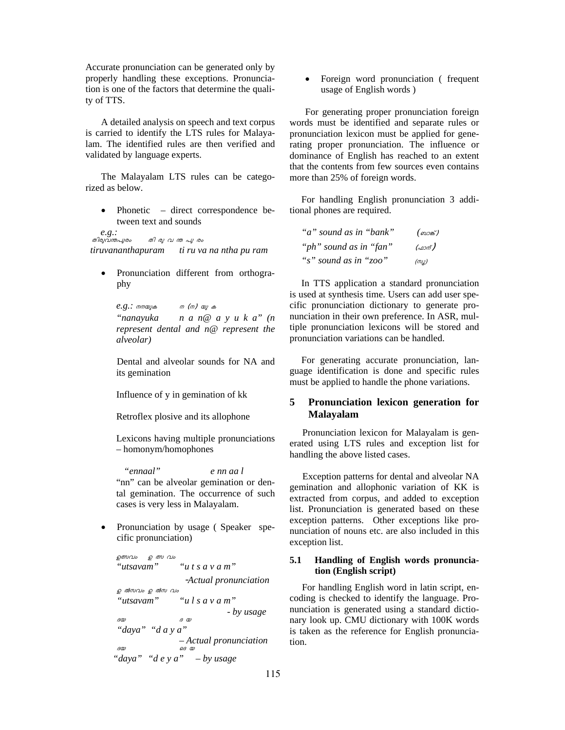Accurate pronunciation can be generated only by properly handling these exceptions. Pronunciation is one of the factors that determine the quality of TTS.

A detailed analysis on speech and text corpus is carried to identify the LTS rules for Malayalam. The identified rules are then verified and validated by language experts.

The Malayalam LTS rules can be categorized as below.

- Phonetic – direct correspondence between text and sounds

*e.g.:*
*തിരുവനന്തപുരം    തി രു വ ന്ത പു രം*
*tiruvananthapuram    ti ru va na ntha pu ram*

- Pronunciation different from orthography

  *e.g.: നനയുക    ന (ന) യു ക*
  *"nanayuka    n a n@ a y u k a" (n represent dental and n@ represent the alveolar)*

  Dental and alveolar sounds for NA and its gemination

  Influence of y in gemination of kk

  Retroflex plosive and its allophone

  Lexicons having multiple pronunciations – homonym/homophones

  *"ennaal"    e nn aa l*
  "nn" can be alveolar gemination or dental gemination. The occurrence of such cases is very less in Malayalam.

- Pronunciation by usage ( Speaker specific pronunciation)

  *ഉത്സവം    ഉ ത്സ വം*
  *"utsavam"    "u t s a v a m"*
  *-Actual pronunciation*
  *ഉ ൽസവം ഉ ൽസ വം*
  *"utsavam"    "u l s a v a m"*
  *- by usage*
  *ദയ    ദ യ*
  *"daya" "d a y a"*
  *– Actual pronunciation*
  *ദയ    ദെ യ*
  *"daya" "d e y a" – by usage*

- Foreign word pronunciation ( frequent usage of English words )

For generating proper pronunciation foreign words must be identified and separate rules or pronunciation lexicon must be applied for generating proper pronunciation. The influence or dominance of English has reached to an extent that the contents from few sources even contains more than 25% of foreign words.

For handling English pronunciation 3 additional phones are required.

*"a" sound as in "bank"    (ബാങ്ക്)*
*"ph" sound as in "fan"    (ഫാന്)*
*"s" sound as in "zoo"    (സൂ)*

In TTS application a standard pronunciation is used at synthesis time. Users can add user specific pronunciation dictionary to generate pronunciation in their own preference. In ASR, multiple pronunciation lexicons will be stored and pronunciation variations can be handled.

For generating accurate pronunciation, language identification is done and specific rules must be applied to handle the phone variations.

## 5 Pronunciation lexicon generation for Malayalam

Pronunciation lexicon for Malayalam is generated using LTS rules and exception list for handling the above listed cases.

Exception patterns for dental and alveolar NA gemination and allophonic variation of KK is extracted from corpus, and added to exception list. Pronunciation is generated based on these exception patterns. Other exceptions like pronunciation of nouns etc. are also included in this exception list.

### 5.1 Handling of English words pronunciation (English script)

For handling English word in latin script, encoding is checked to identify the language. Pronunciation is generated using a standard dictionary look up. CMU dictionary with 100K words is taken as the reference for English pronunciation.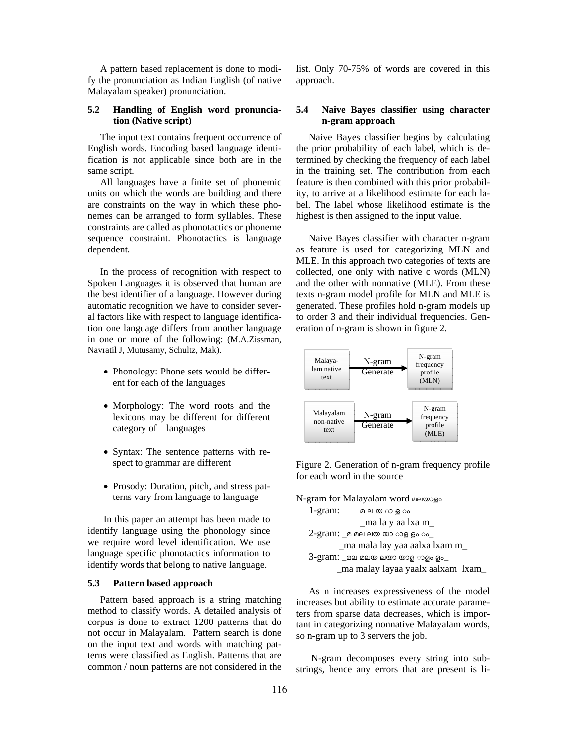A pattern based replacement is done to modify the pronunciation as Indian English (of native Malayalam speaker) pronunciation.

### 5.2 Handling of English word pronunciation (Native script)

The input text contains frequent occurrence of English words. Encoding based language identification is not applicable since both are in the same script.

All languages have a finite set of phonemic units on which the words are building and there are constraints on the way in which these phonemes can be arranged to form syllables. These constraints are called as phonotactics or phoneme sequence constraint. Phonotactics is language dependent.

In the process of recognition with respect to Spoken Languages it is observed that human are the best identifier of a language. However during automatic recognition we have to consider several factors like with respect to language identification one language differs from another language in one or more of the following: (M.A.Zissman, Navratil J, Mutusamy, Schultz, Mak).

- Phonology: Phone sets would be different for each of the languages
- Morphology: The word roots and the lexicons may be different for different category of languages
- Syntax: The sentence patterns with respect to grammar are different
- Prosody: Duration, pitch, and stress patterns vary from language to language

In this paper an attempt has been made to identify language using the phonology since we require word level identification. We use language specific phonotactics information to identify words that belong to native language.

### 5.3 Pattern based approach

Pattern based approach is a string matching method to classify words. A detailed analysis of corpus is done to extract 1200 patterns that do not occur in Malayalam. Pattern search is done on the input text and words with matching patterns were classified as English. Patterns that are common / noun patterns are not considered in the list. Only 70-75% of words are covered in this approach.

### 5.4 Naive Bayes classifier using character n-gram approach

Naive Bayes classifier begins by calculating the prior probability of each label, which is determined by checking the frequency of each label in the training set. The contribution from each feature is then combined with this prior probability, to arrive at a likelihood estimate for each label. The label whose likelihood estimate is the highest is then assigned to the input value.

Naive Bayes classifier with character n-gram as feature is used for categorizing MLN and MLE. In this approach two categories of texts are collected, one only with native c words (MLN) and the other with nonnative (MLE). From these texts n-gram model profile for MLN and MLE is generated. These profiles hold n-gram models up to order 3 and their individual frequencies. Generation of n-gram is shown in figure 2.

Malayalam native text → N-gram Generate → N-gram frequency profile (MLN)

Malayalam non-native text → N-gram Generate → N-gram frequency profile (MLE)

Figure 2. Generation of n-gram frequency profile for each word in the source

N-gram for Malayalam word മലയാളം

1-gram: മ ല യ ാ ള ം
_ma la y aa lxa m_

2-gram: _മ മലലയ യാ ാള ളം ം_
_ma mala lay yaa aalxa lxam m_

3-gram: _മല മലയ ലയാ യാള ാളം ളം_
_ma malay layaa yaalx aalxam lxam_

As n increases expressiveness of the model increases but ability to estimate accurate parameters from sparse data decreases, which is important in categorizing nonnative Malayalam words, so n-gram up to 3 servers the job.

N-gram decomposes every string into substrings, hence any errors that are present is li-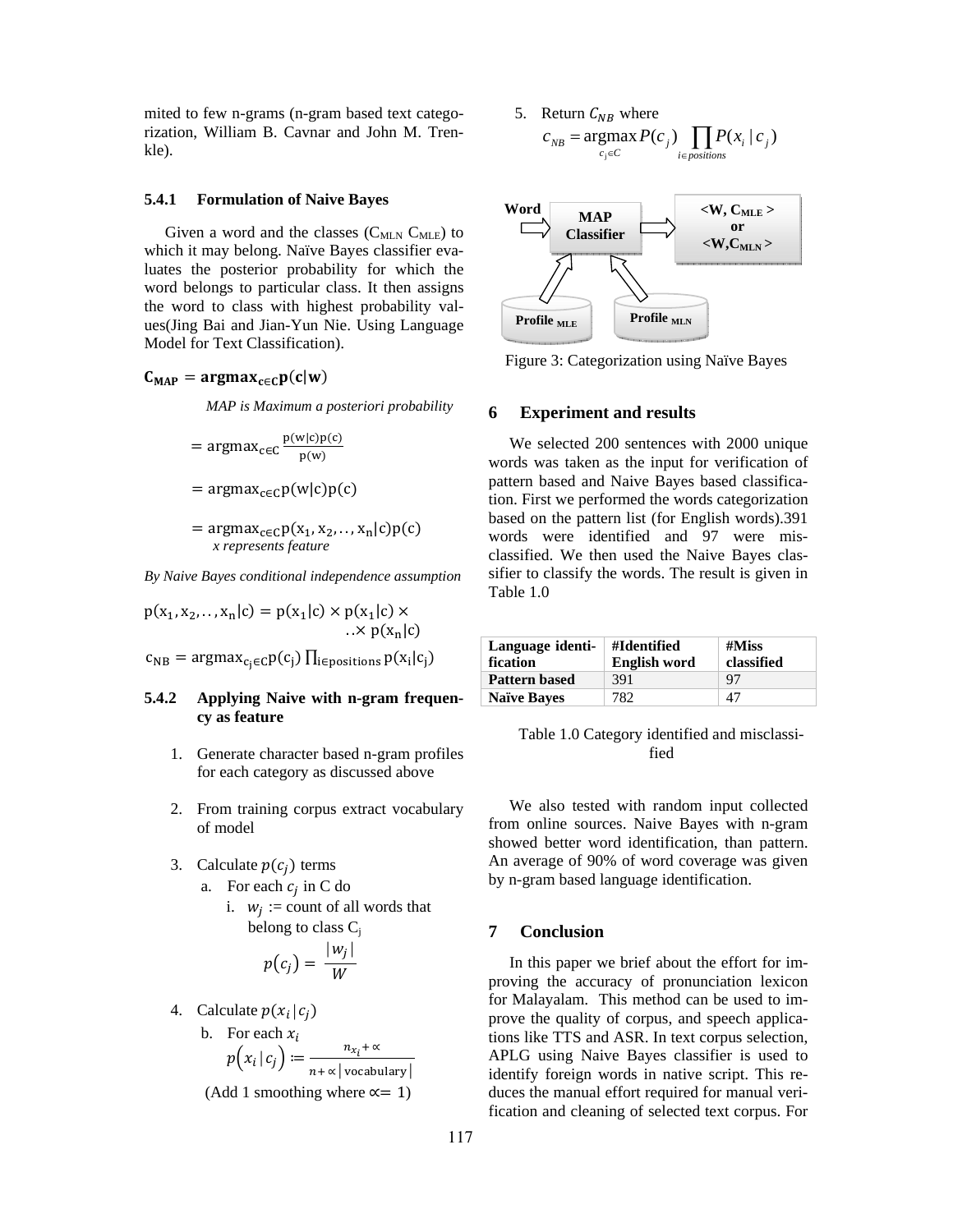mited to few n-grams (n-gram based text categorization, William B. Cavnar and John M. Trenkle).

### 5.4.1 Formulation of Naive Bayes

Given a word and the classes ($C_{MLN}$ $C_{MLE}$) to which it may belong. Naïve Bayes classifier evaluates the posterior probability for which the word belongs to particular class. It then assigns the word to class with highest probability values(Jing Bai and Jian-Yun Nie. Using Language Model for Text Classification).

$$\mathbf{C_{MAP} = argmax_{c \in C} p(c|w)}$$

*MAP is Maximum a posteriori probability*

$$= \operatorname{argmax}_{c \in C} \frac{p(w|c)p(c)}{p(w)}$$

$$= \operatorname{argmax}_{c \in C} p(w|c)p(c)$$

$$= \operatorname{argmax}_{c \in C} p(x_1, x_2, .., x_n|c)p(c)$$

*x represents feature*

*By Naive Bayes conditional independence assumption*

$$p(x_1, x_2, .., x_n|c) = p(x_1|c) \times p(x_1|c) \times .. \times p(x_n|c)$$

$$c_{NB} = \operatorname{argmax}_{c_j \in C} p(c_j) \prod_{i \in positions} p(x_i|c_j)$$

### 5.4.2 Applying Naive with n-gram frequency as feature

1. Generate character based n-gram profiles for each category as discussed above
2. From training corpus extract vocabulary of model
3. Calculate $p(c_j)$ terms
   a. For each $c_j$ in C do
      i. $w_j$ := count of all words that belong to class $C_j$
      $$p(c_j) = \frac{|w_j|}{W}$$
4. Calculate $p(x_i|c_j)$
   b. For each $x_i$
   $$p(x_i|c_j) := \frac{n_{x_i} + \propto}{n + \propto |\text{vocabulary}|}$$
   (Add 1 smoothing where $\propto = 1$)
5. Return $C_{NB}$ where
   $$c_{NB} = \operatorname{argmax}_{c_j \in C} P(c_j) \prod_{i \in positions} P(x_i | c_j)$$

Figure 3: Categorization using Naïve Bayes

## 6 Experiment and results

We selected 200 sentences with 2000 unique words was taken as the input for verification of pattern based and Naive Bayes based classification. First we performed the words categorization based on the pattern list (for English words).391 words were identified and 97 were misclassified. We then used the Naive Bayes classifier to classify the words. The result is given in Table 1.0

| Language identification | #Identified English word | #Miss classified |
|---|---|---|
| Pattern based | 391 | 97 |
| Naïve Bayes | 782 | 47 |

Table 1.0 Category identified and misclassified

We also tested with random input collected from online sources. Naive Bayes with n-gram showed better word identification, than pattern. An average of 90% of word coverage was given by n-gram based language identification.

## 7 Conclusion

In this paper we brief about the effort for improving the accuracy of pronunciation lexicon for Malayalam. This method can be used to improve the quality of corpus, and speech applications like TTS and ASR. In text corpus selection, APLG using Naive Bayes classifier is used to identify foreign words in native script. This reduces the manual effort required for manual verification and cleaning of selected text corpus. For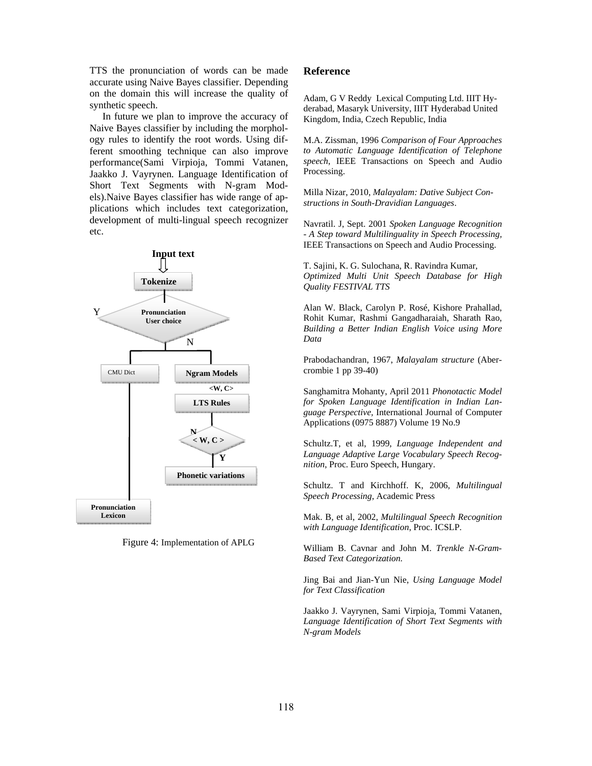TTS the pronunciation of words can be made accurate using Naive Bayes classifier. Depending on the domain this will increase the quality of synthetic speech.

In future we plan to improve the accuracy of Naive Bayes classifier by including the morphology rules to identify the root words. Using different smoothing technique can also improve performance(Sami Virpioja, Tommi Vatanen, Jaakko J. Vayrynen. Language Identification of Short Text Segments with N-gram Models).Naive Bayes classifier has wide range of applications which includes text categorization, development of multi-lingual speech recognizer etc.

Input text
Tokenize
Y
Pronunciation User choice
N
CMU Dict
Ngram Models
<W, C>
LTS Rules
N
< W, C >
Y
Phonetic variations
Pronunciation Lexicon

Figure 4: Implementation of APLG

## Reference

Adam, G V Reddy Lexical Computing Ltd. IIIT Hyderabad, Masaryk University, IIIT Hyderabad United Kingdom, India, Czech Republic, India

M.A. Zissman, 1996 *Comparison of Four Approaches to Automatic Language Identification of Telephone speech*, IEEE Transactions on Speech and Audio Processing.

Milla Nizar, 2010, *Malayalam: Dative Subject Constructions in South-Dravidian Languages*.

Navratil. J, Sept. 2001 *Spoken Language Recognition - A Step toward Multilinguality in Speech Processing*, IEEE Transactions on Speech and Audio Processing.

T. Sajini, K. G. Sulochana, R. Ravindra Kumar, *Optimized Multi Unit Speech Database for High Quality FESTIVAL TTS*

Alan W. Black, Carolyn P. Rosé, Kishore Prahallad, Rohit Kumar, Rashmi Gangadharaiah, Sharath Rao, *Building a Better Indian English Voice using More Data*

Prabodachandran, 1967, *Malayalam structure* (Abercrombie 1 pp 39-40)

Sanghamitra Mohanty, April 2011 *Phonotactic Model for Spoken Language Identification in Indian Language Perspective*, International Journal of Computer Applications (0975 8887) Volume 19 No.9

Schultz.T, et al, 1999, *Language Independent and Language Adaptive Large Vocabulary Speech Recognition*, Proc. Euro Speech, Hungary.

Schultz. T and Kirchhoff. K, 2006, *Multilingual Speech Processing*, Academic Press

Mak. B, et al, 2002, *Multilingual Speech Recognition with Language Identification*, Proc. ICSLP.

William B. Cavnar and John M. *Trenkle N-Gram-Based Text Categorization.*

Jing Bai and Jian-Yun Nie, *Using Language Model for Text Classification*

Jaakko J. Vayrynen, Sami Virpioja, Tommi Vatanen, *Language Identification of Short Text Segments with N-gram Models*